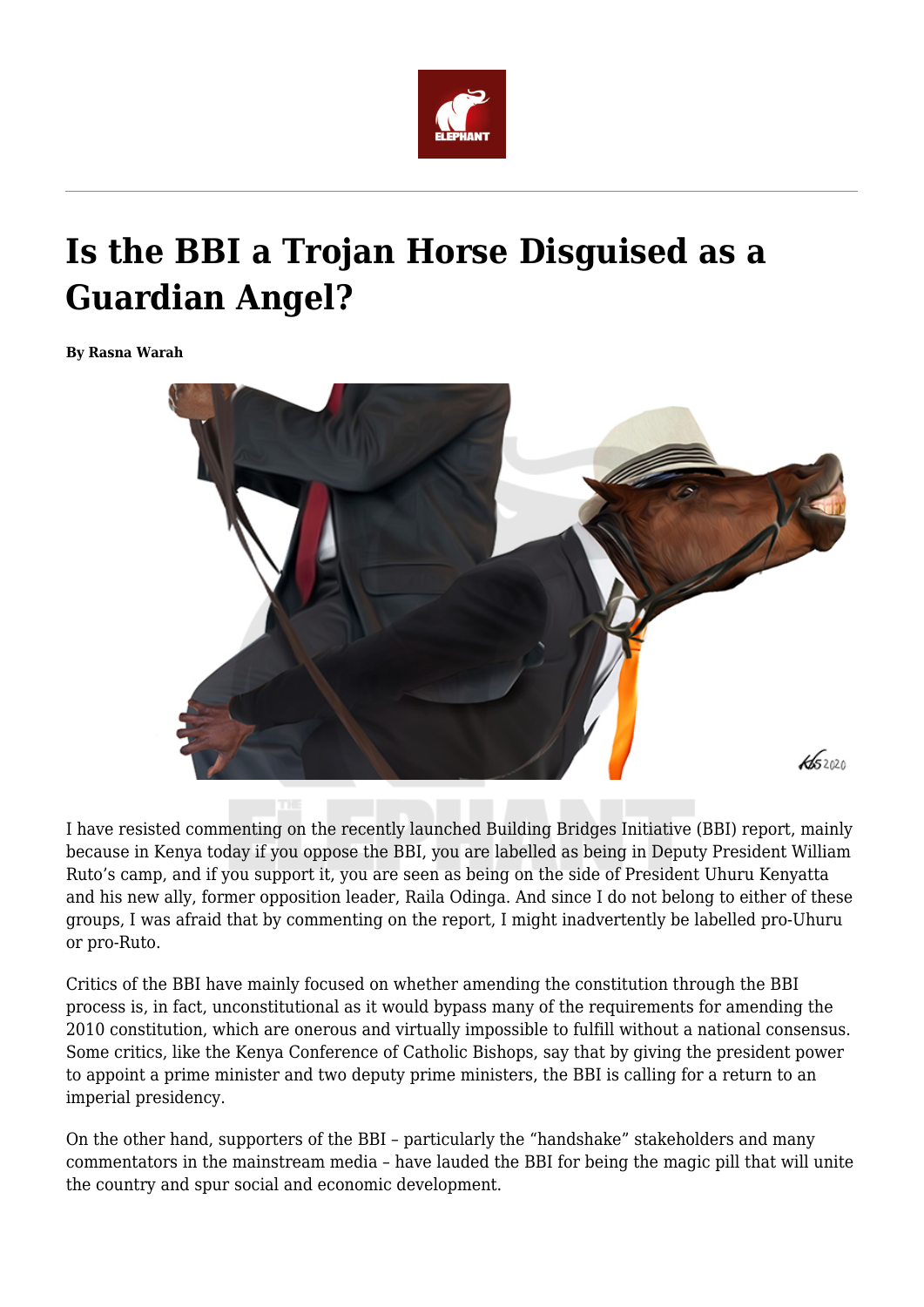# Is the BBI a Trojan Horse Disguised as a Guardian Angel?

**By Rasna Warah**

I have resisted commenting on the recently launched Building Bridges Initiative (BBI) report, mainly because in Kenya today if you oppose the BBI, you are labelled as being in Deputy President William Ruto's camp, and if you support it, you are seen as being on the side of President Uhuru Kenyatta and his new ally, former opposition leader, Raila Odinga. And since I do not belong to either of these groups, I was afraid that by commenting on the report, I might inadvertently be labelled pro-Uhuru or pro-Ruto.

Critics of the BBI have mainly focused on whether amending the constitution through the BBI process is, in fact, unconstitutional as it would bypass many of the requirements for amending the 2010 constitution, which are onerous and virtually impossible to fulfill without a national consensus. Some critics, like the Kenya Conference of Catholic Bishops, say that by giving the president power to appoint a prime minister and two deputy prime ministers, the BBI is calling for a return to an imperial presidency.

On the other hand, supporters of the BBI – particularly the "handshake" stakeholders and many commentators in the mainstream media – have lauded the BBI for being the magic pill that will unite the country and spur social and economic development.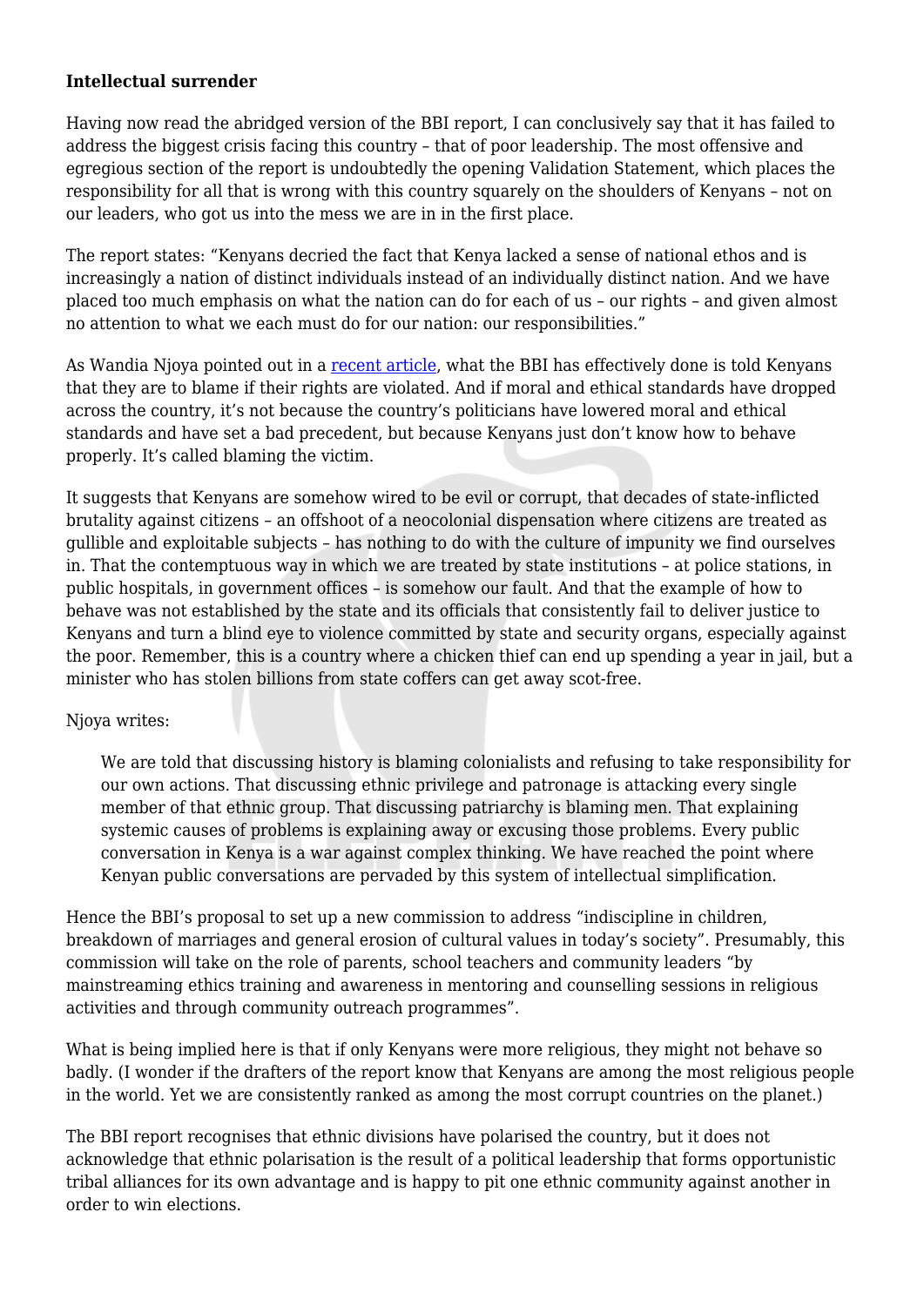**Intellectual surrender**

Having now read the abridged version of the BBI report, I can conclusively say that it has failed to address the biggest crisis facing this country – that of poor leadership. The most offensive and egregious section of the report is undoubtedly the opening Validation Statement, which places the responsibility for all that is wrong with this country squarely on the shoulders of Kenyans – not on our leaders, who got us into the mess we are in in the first place.

The report states: "Kenyans decried the fact that Kenya lacked a sense of national ethos and is increasingly a nation of distinct individuals instead of an individually distinct nation. And we have placed too much emphasis on what the nation can do for each of us – our rights – and given almost no attention to what we each must do for our nation: our responsibilities."

As Wandia Njoya pointed out in a recent article, what the BBI has effectively done is told Kenyans that they are to blame if their rights are violated. And if moral and ethical standards have dropped across the country, it's not because the country's politicians have lowered moral and ethical standards and have set a bad precedent, but because Kenyans just don't know how to behave properly. It's called blaming the victim.

It suggests that Kenyans are somehow wired to be evil or corrupt, that decades of state-inflicted brutality against citizens – an offshoot of a neocolonial dispensation where citizens are treated as gullible and exploitable subjects – has nothing to do with the culture of impunity we find ourselves in. That the contemptuous way in which we are treated by state institutions – at police stations, in public hospitals, in government offices – is somehow our fault. And that the example of how to behave was not established by the state and its officials that consistently fail to deliver justice to Kenyans and turn a blind eye to violence committed by state and security organs, especially against the poor. Remember, this is a country where a chicken thief can end up spending a year in jail, but a minister who has stolen billions from state coffers can get away scot-free.

Njoya writes:

> We are told that discussing history is blaming colonialists and refusing to take responsibility for our own actions. That discussing ethnic privilege and patronage is attacking every single member of that ethnic group. That discussing patriarchy is blaming men. That explaining systemic causes of problems is explaining away or excusing those problems. Every public conversation in Kenya is a war against complex thinking. We have reached the point where Kenyan public conversations are pervaded by this system of intellectual simplification.

Hence the BBI's proposal to set up a new commission to address "indiscipline in children, breakdown of marriages and general erosion of cultural values in today's society". Presumably, this commission will take on the role of parents, school teachers and community leaders "by mainstreaming ethics training and awareness in mentoring and counselling sessions in religious activities and through community outreach programmes".

What is being implied here is that if only Kenyans were more religious, they might not behave so badly. (I wonder if the drafters of the report know that Kenyans are among the most religious people in the world. Yet we are consistently ranked as among the most corrupt countries on the planet.)

The BBI report recognises that ethnic divisions have polarised the country, but it does not acknowledge that ethnic polarisation is the result of a political leadership that forms opportunistic tribal alliances for its own advantage and is happy to pit one ethnic community against another in order to win elections.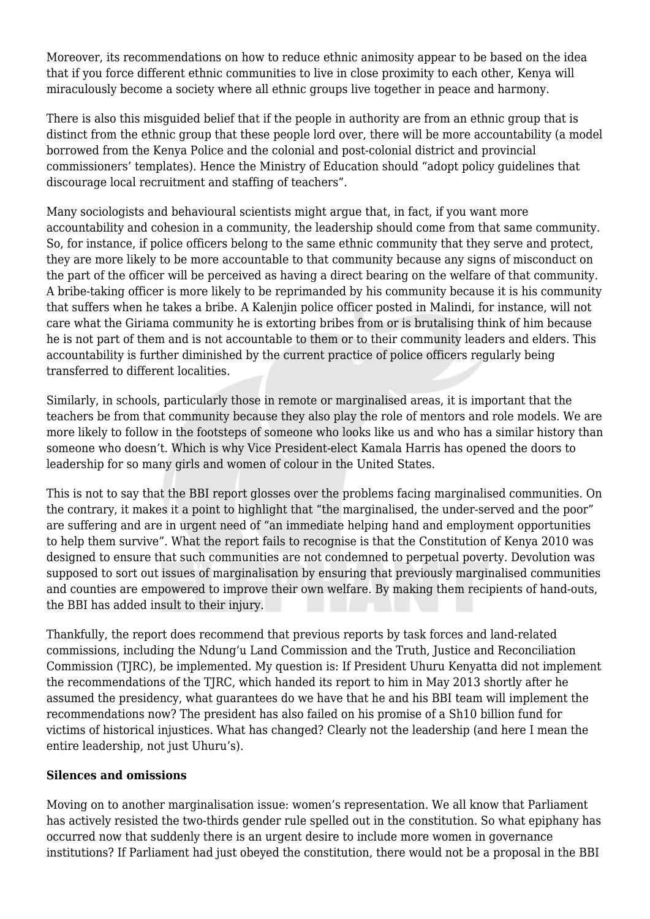Moreover, its recommendations on how to reduce ethnic animosity appear to be based on the idea that if you force different ethnic communities to live in close proximity to each other, Kenya will miraculously become a society where all ethnic groups live together in peace and harmony.

There is also this misguided belief that if the people in authority are from an ethnic group that is distinct from the ethnic group that these people lord over, there will be more accountability (a model borrowed from the Kenya Police and the colonial and post-colonial district and provincial commissioners' templates). Hence the Ministry of Education should "adopt policy guidelines that discourage local recruitment and staffing of teachers".

Many sociologists and behavioural scientists might argue that, in fact, if you want more accountability and cohesion in a community, the leadership should come from that same community. So, for instance, if police officers belong to the same ethnic community that they serve and protect, they are more likely to be more accountable to that community because any signs of misconduct on the part of the officer will be perceived as having a direct bearing on the welfare of that community. A bribe-taking officer is more likely to be reprimanded by his community because it is his community that suffers when he takes a bribe. A Kalenjin police officer posted in Malindi, for instance, will not care what the Giriama community he is extorting bribes from or is brutalising think of him because he is not part of them and is not accountable to them or to their community leaders and elders. This accountability is further diminished by the current practice of police officers regularly being transferred to different localities.

Similarly, in schools, particularly those in remote or marginalised areas, it is important that the teachers be from that community because they also play the role of mentors and role models. We are more likely to follow in the footsteps of someone who looks like us and who has a similar history than someone who doesn't. Which is why Vice President-elect Kamala Harris has opened the doors to leadership for so many girls and women of colour in the United States.

This is not to say that the BBI report glosses over the problems facing marginalised communities. On the contrary, it makes it a point to highlight that "the marginalised, the under-served and the poor" are suffering and are in urgent need of "an immediate helping hand and employment opportunities to help them survive". What the report fails to recognise is that the Constitution of Kenya 2010 was designed to ensure that such communities are not condemned to perpetual poverty. Devolution was supposed to sort out issues of marginalisation by ensuring that previously marginalised communities and counties are empowered to improve their own welfare. By making them recipients of hand-outs, the BBI has added insult to their injury.

Thankfully, the report does recommend that previous reports by task forces and land-related commissions, including the Ndung'u Land Commission and the Truth, Justice and Reconciliation Commission (TJRC), be implemented. My question is: If President Uhuru Kenyatta did not implement the recommendations of the TJRC, which handed its report to him in May 2013 shortly after he assumed the presidency, what guarantees do we have that he and his BBI team will implement the recommendations now? The president has also failed on his promise of a Sh10 billion fund for victims of historical injustices. What has changed? Clearly not the leadership (and here I mean the entire leadership, not just Uhuru's).

**Silences and omissions**

Moving on to another marginalisation issue: women's representation. We all know that Parliament has actively resisted the two-thirds gender rule spelled out in the constitution. So what epiphany has occurred now that suddenly there is an urgent desire to include more women in governance institutions? If Parliament had just obeyed the constitution, there would not be a proposal in the BBI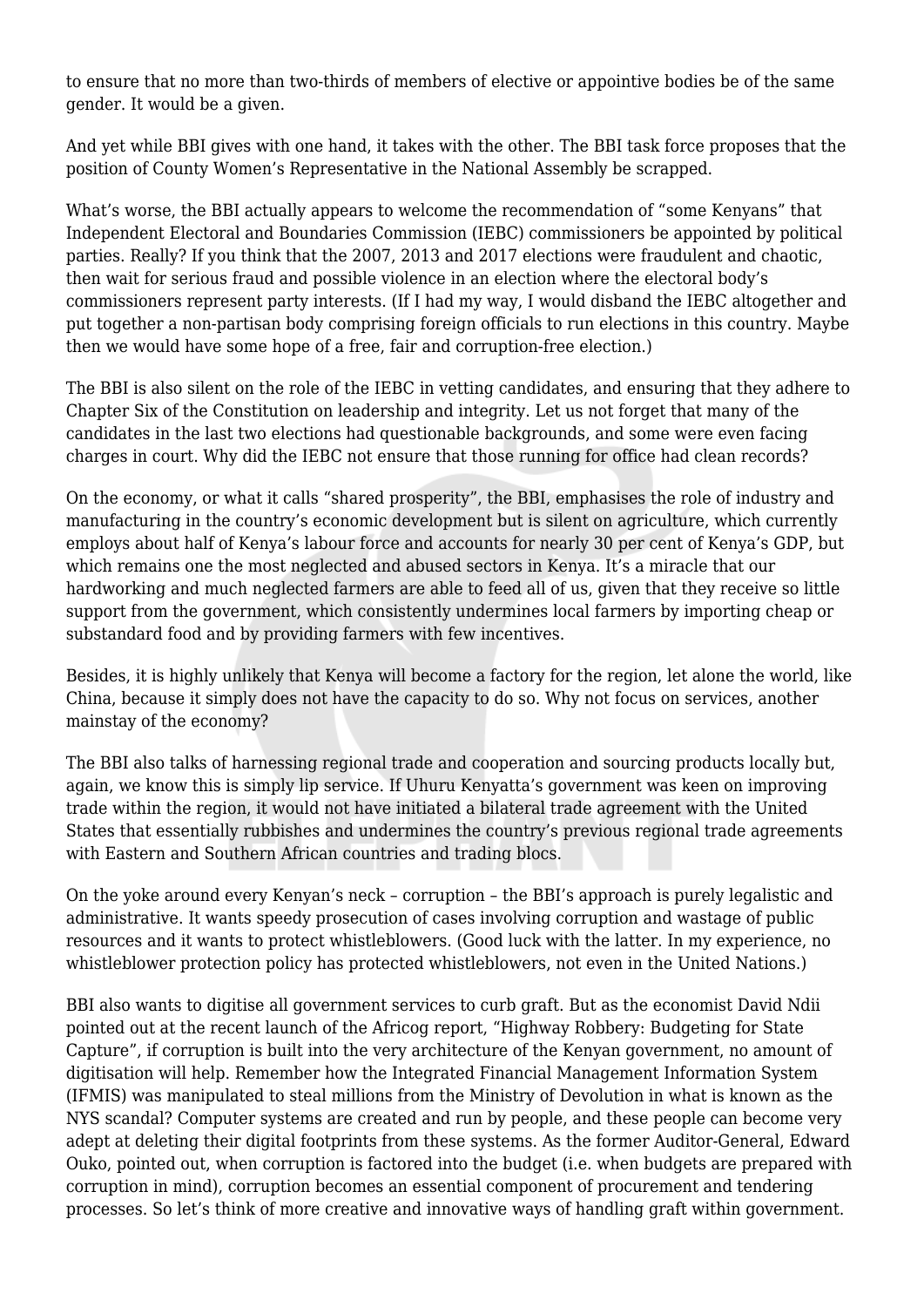to ensure that no more than two-thirds of members of elective or appointive bodies be of the same gender. It would be a given.

And yet while BBI gives with one hand, it takes with the other. The BBI task force proposes that the position of County Women's Representative in the National Assembly be scrapped.

What's worse, the BBI actually appears to welcome the recommendation of "some Kenyans" that Independent Electoral and Boundaries Commission (IEBC) commissioners be appointed by political parties. Really? If you think that the 2007, 2013 and 2017 elections were fraudulent and chaotic, then wait for serious fraud and possible violence in an election where the electoral body's commissioners represent party interests. (If I had my way, I would disband the IEBC altogether and put together a non-partisan body comprising foreign officials to run elections in this country. Maybe then we would have some hope of a free, fair and corruption-free election.)

The BBI is also silent on the role of the IEBC in vetting candidates, and ensuring that they adhere to Chapter Six of the Constitution on leadership and integrity. Let us not forget that many of the candidates in the last two elections had questionable backgrounds, and some were even facing charges in court. Why did the IEBC not ensure that those running for office had clean records?

On the economy, or what it calls "shared prosperity", the BBI, emphasises the role of industry and manufacturing in the country's economic development but is silent on agriculture, which currently employs about half of Kenya's labour force and accounts for nearly 30 per cent of Kenya's GDP, but which remains one the most neglected and abused sectors in Kenya. It's a miracle that our hardworking and much neglected farmers are able to feed all of us, given that they receive so little support from the government, which consistently undermines local farmers by importing cheap or substandard food and by providing farmers with few incentives.

Besides, it is highly unlikely that Kenya will become a factory for the region, let alone the world, like China, because it simply does not have the capacity to do so. Why not focus on services, another mainstay of the economy?

The BBI also talks of harnessing regional trade and cooperation and sourcing products locally but, again, we know this is simply lip service. If Uhuru Kenyatta's government was keen on improving trade within the region, it would not have initiated a bilateral trade agreement with the United States that essentially rubbishes and undermines the country's previous regional trade agreements with Eastern and Southern African countries and trading blocs.

On the yoke around every Kenyan's neck – corruption – the BBI's approach is purely legalistic and administrative. It wants speedy prosecution of cases involving corruption and wastage of public resources and it wants to protect whistleblowers. (Good luck with the latter. In my experience, no whistleblower protection policy has protected whistleblowers, not even in the United Nations.)

BBI also wants to digitise all government services to curb graft. But as the economist David Ndii pointed out at the recent launch of the Africog report, "Highway Robbery: Budgeting for State Capture", if corruption is built into the very architecture of the Kenyan government, no amount of digitisation will help. Remember how the Integrated Financial Management Information System (IFMIS) was manipulated to steal millions from the Ministry of Devolution in what is known as the NYS scandal? Computer systems are created and run by people, and these people can become very adept at deleting their digital footprints from these systems. As the former Auditor-General, Edward Ouko, pointed out, when corruption is factored into the budget (i.e. when budgets are prepared with corruption in mind), corruption becomes an essential component of procurement and tendering processes. So let's think of more creative and innovative ways of handling graft within government.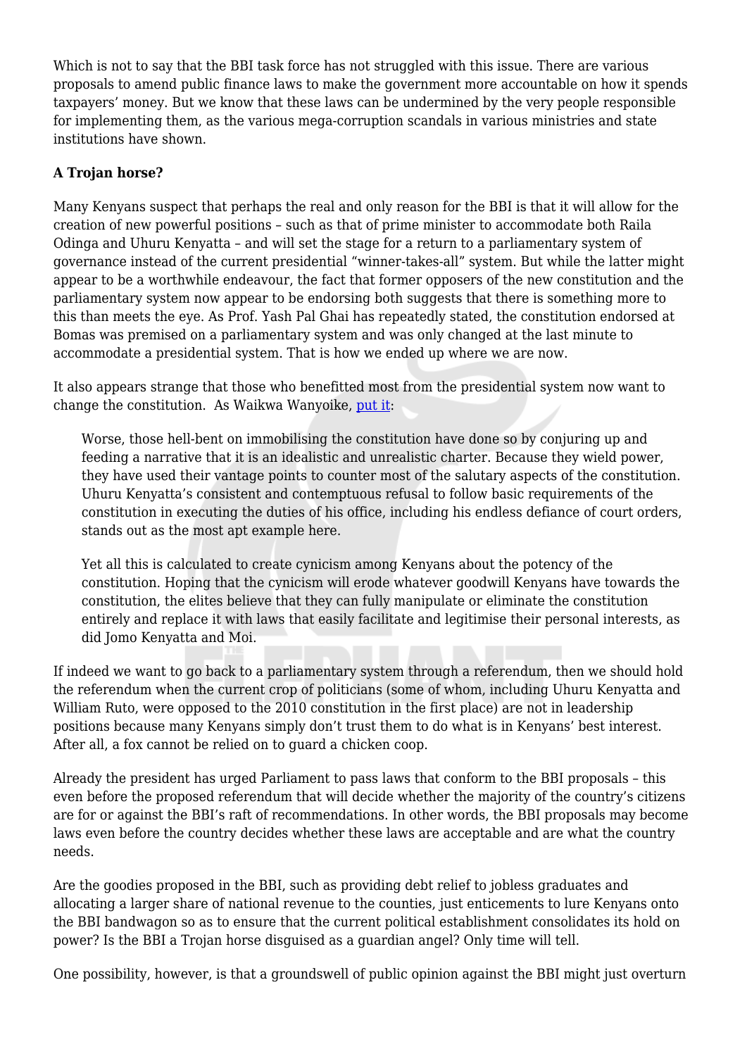Which is not to say that the BBI task force has not struggled with this issue. There are various proposals to amend public finance laws to make the government more accountable on how it spends taxpayers' money. But we know that these laws can be undermined by the very people responsible for implementing them, as the various mega-corruption scandals in various ministries and state institutions have shown.

**A Trojan horse?**

Many Kenyans suspect that perhaps the real and only reason for the BBI is that it will allow for the creation of new powerful positions – such as that of prime minister to accommodate both Raila Odinga and Uhuru Kenyatta – and will set the stage for a return to a parliamentary system of governance instead of the current presidential "winner-takes-all" system. But while the latter might appear to be a worthwhile endeavour, the fact that former opposers of the new constitution and the parliamentary system now appear to be endorsing both suggests that there is something more to this than meets the eye. As Prof. Yash Pal Ghai has repeatedly stated, the constitution endorsed at Bomas was premised on a parliamentary system and was only changed at the last minute to accommodate a presidential system. That is how we ended up where we are now.

It also appears strange that those who benefitted most from the presidential system now want to change the constitution. As Waikwa Wanyoike, put it:

> Worse, those hell-bent on immobilising the constitution have done so by conjuring up and feeding a narrative that it is an idealistic and unrealistic charter. Because they wield power, they have used their vantage points to counter most of the salutary aspects of the constitution. Uhuru Kenyatta's consistent and contemptuous refusal to follow basic requirements of the constitution in executing the duties of his office, including his endless defiance of court orders, stands out as the most apt example here.
>
> Yet all this is calculated to create cynicism among Kenyans about the potency of the constitution. Hoping that the cynicism will erode whatever goodwill Kenyans have towards the constitution, the elites believe that they can fully manipulate or eliminate the constitution entirely and replace it with laws that easily facilitate and legitimise their personal interests, as did Jomo Kenyatta and Moi.

If indeed we want to go back to a parliamentary system through a referendum, then we should hold the referendum when the current crop of politicians (some of whom, including Uhuru Kenyatta and William Ruto, were opposed to the 2010 constitution in the first place) are not in leadership positions because many Kenyans simply don't trust them to do what is in Kenyans' best interest. After all, a fox cannot be relied on to guard a chicken coop.

Already the president has urged Parliament to pass laws that conform to the BBI proposals – this even before the proposed referendum that will decide whether the majority of the country's citizens are for or against the BBI's raft of recommendations. In other words, the BBI proposals may become laws even before the country decides whether these laws are acceptable and are what the country needs.

Are the goodies proposed in the BBI, such as providing debt relief to jobless graduates and allocating a larger share of national revenue to the counties, just enticements to lure Kenyans onto the BBI bandwagon so as to ensure that the current political establishment consolidates its hold on power? Is the BBI a Trojan horse disguised as a guardian angel? Only time will tell.

One possibility, however, is that a groundswell of public opinion against the BBI might just overturn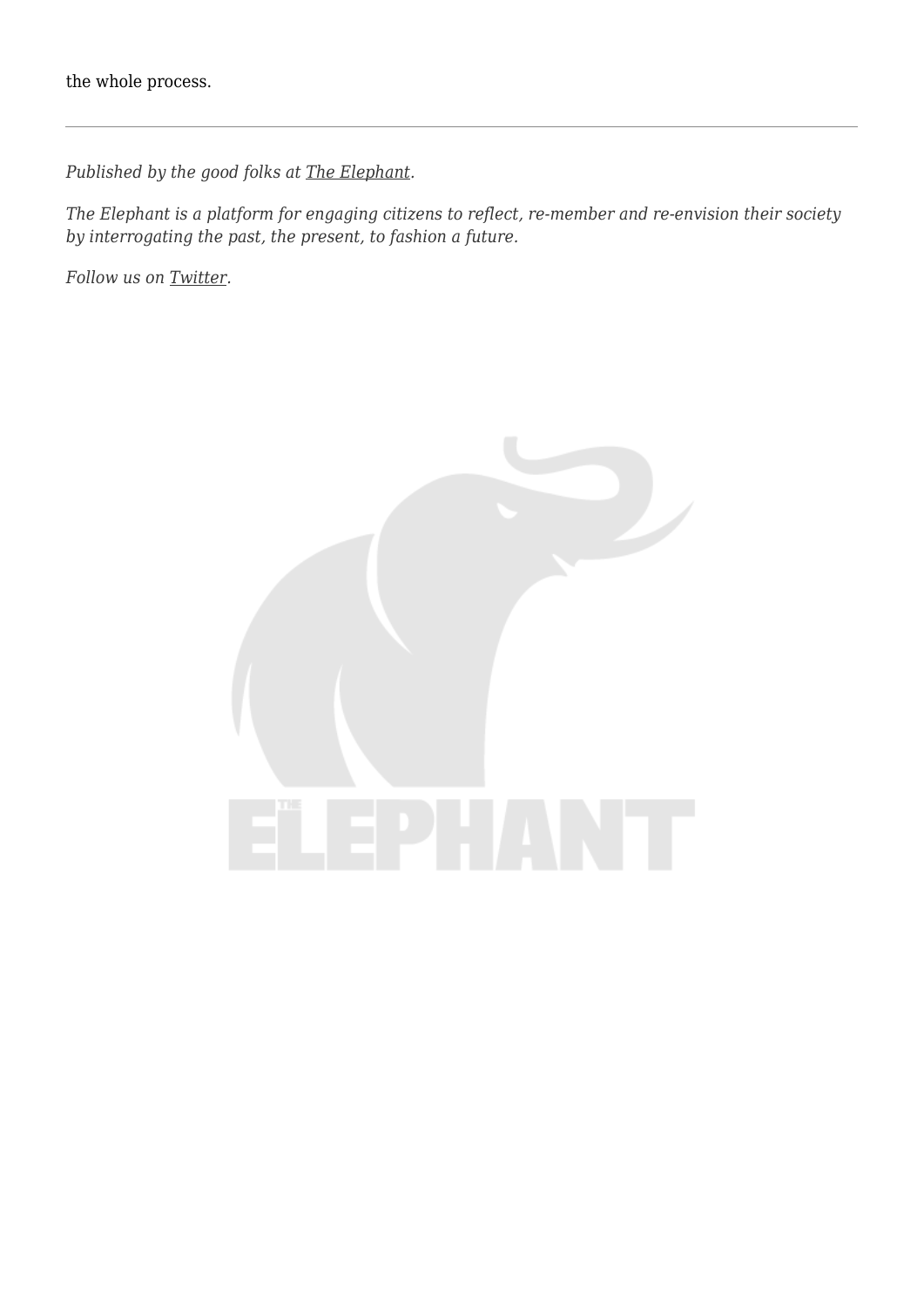the whole process.

---

*Published by the good folks at The Elephant.*

*The Elephant is a platform for engaging citizens to reflect, re-member and re-envision their society by interrogating the past, the present, to fashion a future.*

*Follow us on Twitter.*